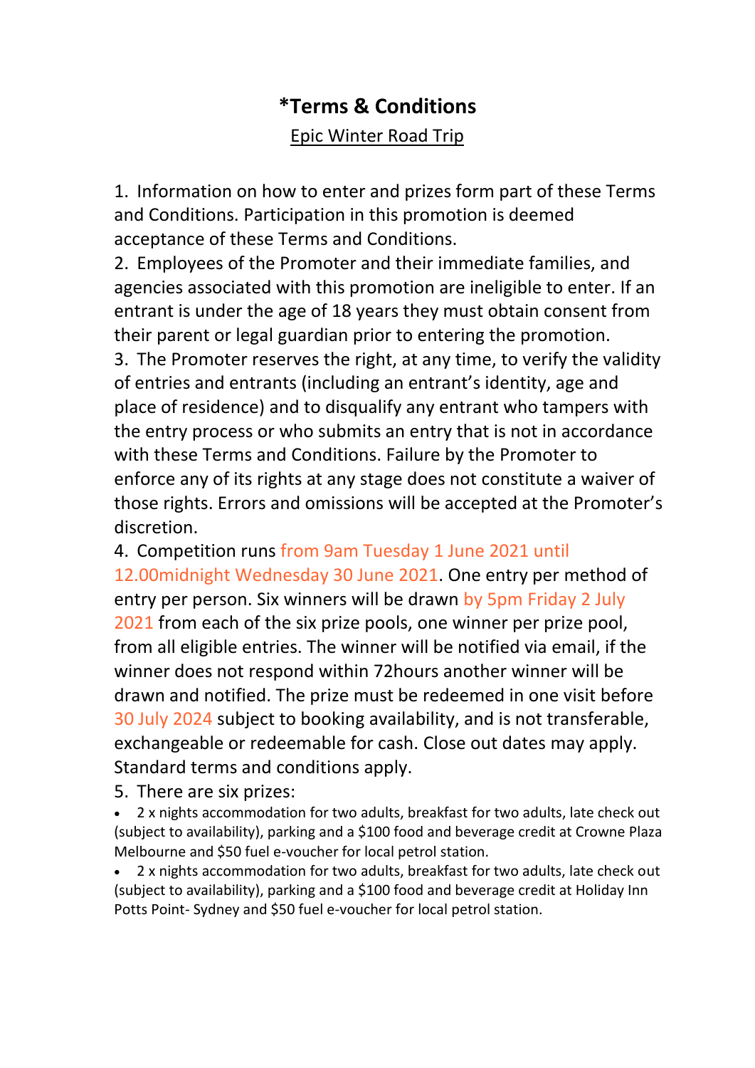# *Terms & Conditions

Epic Winter Road Trip

1. Information on how to enter and prizes form part of these Terms and Conditions. Participation in this promotion is deemed acceptance of these Terms and Conditions.
2. Employees of the Promoter and their immediate families, and agencies associated with this promotion are ineligible to enter. If an entrant is under the age of 18 years they must obtain consent from their parent or legal guardian prior to entering the promotion.
3. The Promoter reserves the right, at any time, to verify the validity of entries and entrants (including an entrant's identity, age and place of residence) and to disqualify any entrant who tampers with the entry process or who submits an entry that is not in accordance with these Terms and Conditions. Failure by the Promoter to enforce any of its rights at any stage does not constitute a waiver of those rights. Errors and omissions will be accepted at the Promoter's discretion.
4. Competition runs from 9am Tuesday 1 June 2021 until 12.00midnight Wednesday 30 June 2021. One entry per method of entry per person. Six winners will be drawn by 5pm Friday 2 July 2021 from each of the six prize pools, one winner per prize pool, from all eligible entries. The winner will be notified via email, if the winner does not respond within 72hours another winner will be drawn and notified. The prize must be redeemed in one visit before 30 July 2024 subject to booking availability, and is not transferable, exchangeable or redeemable for cash. Close out dates may apply. Standard terms and conditions apply.
5. There are six prizes:

- 2 x nights accommodation for two adults, breakfast for two adults, late check out (subject to availability), parking and a $100 food and beverage credit at Crowne Plaza Melbourne and $50 fuel e-voucher for local petrol station.
- 2 x nights accommodation for two adults, breakfast for two adults, late check out (subject to availability), parking and a $100 food and beverage credit at Holiday Inn Potts Point- Sydney and $50 fuel e-voucher for local petrol station.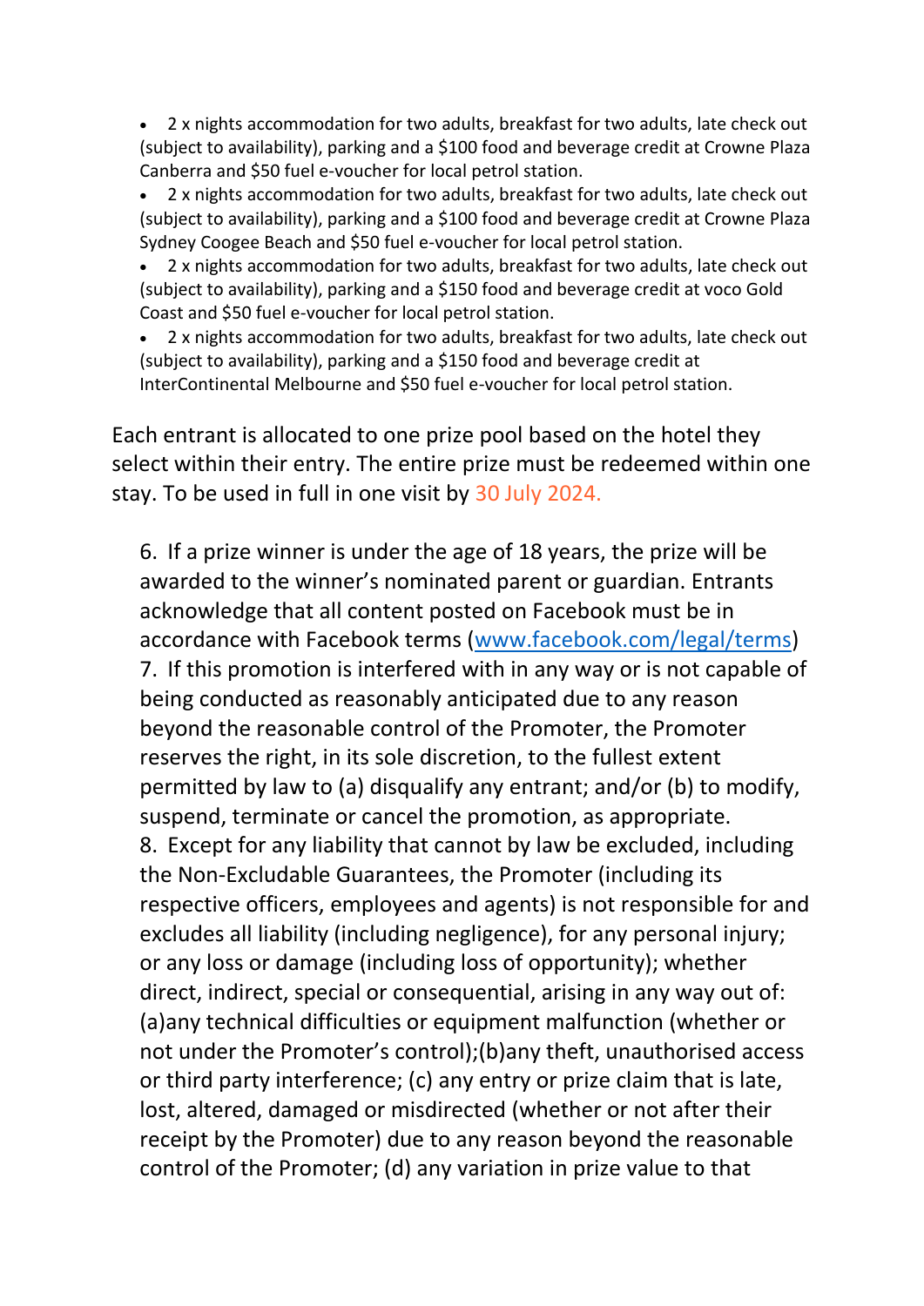- 2 x nights accommodation for two adults, breakfast for two adults, late check out (subject to availability), parking and a $100 food and beverage credit at Crowne Plaza Canberra and $50 fuel e-voucher for local petrol station.
- 2 x nights accommodation for two adults, breakfast for two adults, late check out (subject to availability), parking and a $100 food and beverage credit at Crowne Plaza Sydney Coogee Beach and $50 fuel e-voucher for local petrol station.
- 2 x nights accommodation for two adults, breakfast for two adults, late check out (subject to availability), parking and a $150 food and beverage credit at voco Gold Coast and $50 fuel e-voucher for local petrol station.
- 2 x nights accommodation for two adults, breakfast for two adults, late check out (subject to availability), parking and a $150 food and beverage credit at InterContinental Melbourne and $50 fuel e-voucher for local petrol station.

Each entrant is allocated to one prize pool based on the hotel they select within their entry. The entire prize must be redeemed within one stay. To be used in full in one visit by 30 July 2024.

6. If a prize winner is under the age of 18 years, the prize will be awarded to the winner's nominated parent or guardian. Entrants acknowledge that all content posted on Facebook must be in accordance with Facebook terms ([www.facebook.com/legal/terms](www.facebook.com/legal/terms))
7. If this promotion is interfered with in any way or is not capable of being conducted as reasonably anticipated due to any reason beyond the reasonable control of the Promoter, the Promoter reserves the right, in its sole discretion, to the fullest extent permitted by law to (a) disqualify any entrant; and/or (b) to modify, suspend, terminate or cancel the promotion, as appropriate.
8. Except for any liability that cannot by law be excluded, including the Non-Excludable Guarantees, the Promoter (including its respective officers, employees and agents) is not responsible for and excludes all liability (including negligence), for any personal injury; or any loss or damage (including loss of opportunity); whether direct, indirect, special or consequential, arising in any way out of: (a)any technical difficulties or equipment malfunction (whether or not under the Promoter's control);(b)any theft, unauthorised access or third party interference; (c) any entry or prize claim that is late, lost, altered, damaged or misdirected (whether or not after their receipt by the Promoter) due to any reason beyond the reasonable control of the Promoter; (d) any variation in prize value to that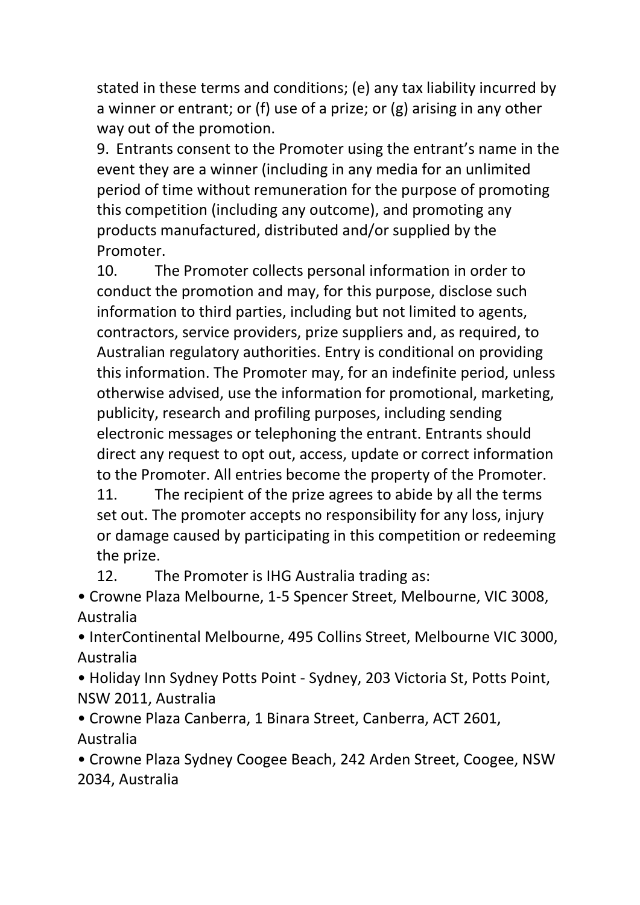stated in these terms and conditions; (e) any tax liability incurred by a winner or entrant; or (f) use of a prize; or (g) arising in any other way out of the promotion.

9. Entrants consent to the Promoter using the entrant's name in the event they are a winner (including in any media for an unlimited period of time without remuneration for the purpose of promoting this competition (including any outcome), and promoting any products manufactured, distributed and/or supplied by the Promoter.

10. The Promoter collects personal information in order to conduct the promotion and may, for this purpose, disclose such information to third parties, including but not limited to agents, contractors, service providers, prize suppliers and, as required, to Australian regulatory authorities. Entry is conditional on providing this information. The Promoter may, for an indefinite period, unless otherwise advised, use the information for promotional, marketing, publicity, research and profiling purposes, including sending electronic messages or telephoning the entrant. Entrants should direct any request to opt out, access, update or correct information to the Promoter. All entries become the property of the Promoter.

11. The recipient of the prize agrees to abide by all the terms set out. The promoter accepts no responsibility for any loss, injury or damage caused by participating in this competition or redeeming the prize.

12. The Promoter is IHG Australia trading as:

- Crowne Plaza Melbourne, 1-5 Spencer Street, Melbourne, VIC 3008, Australia
- InterContinental Melbourne, 495 Collins Street, Melbourne VIC 3000, Australia
- Holiday Inn Sydney Potts Point - Sydney, 203 Victoria St, Potts Point, NSW 2011, Australia
- Crowne Plaza Canberra, 1 Binara Street, Canberra, ACT 2601, Australia
- Crowne Plaza Sydney Coogee Beach, 242 Arden Street, Coogee, NSW 2034, Australia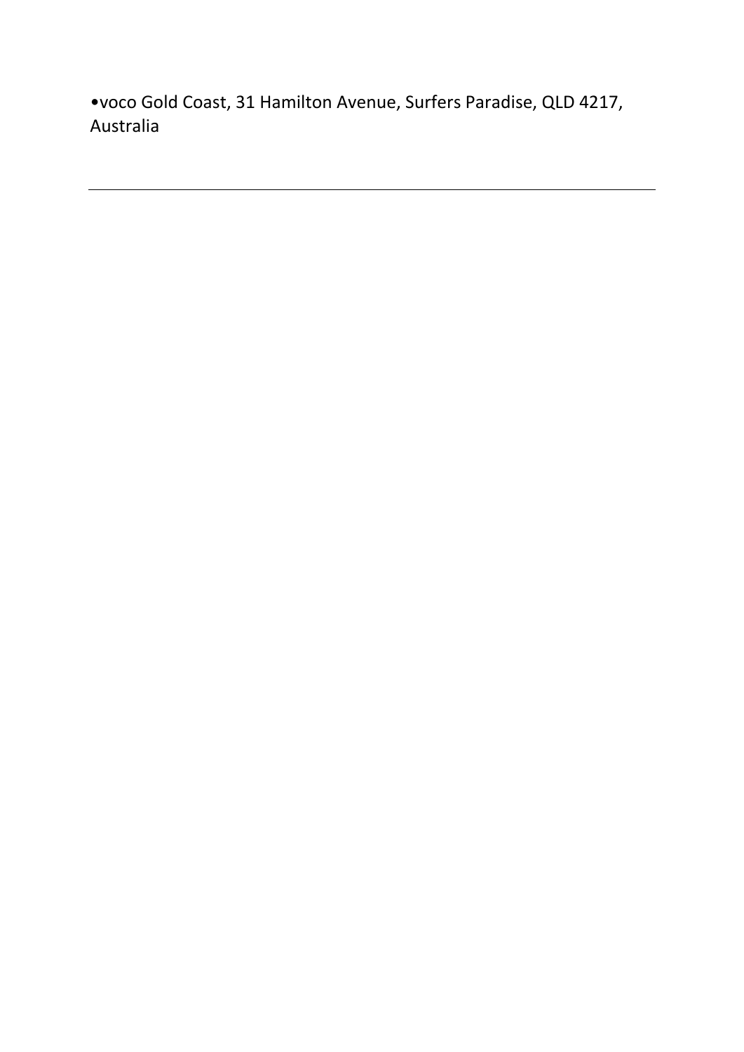•voco Gold Coast, 31 Hamilton Avenue, Surfers Paradise, QLD 4217, Australia

---